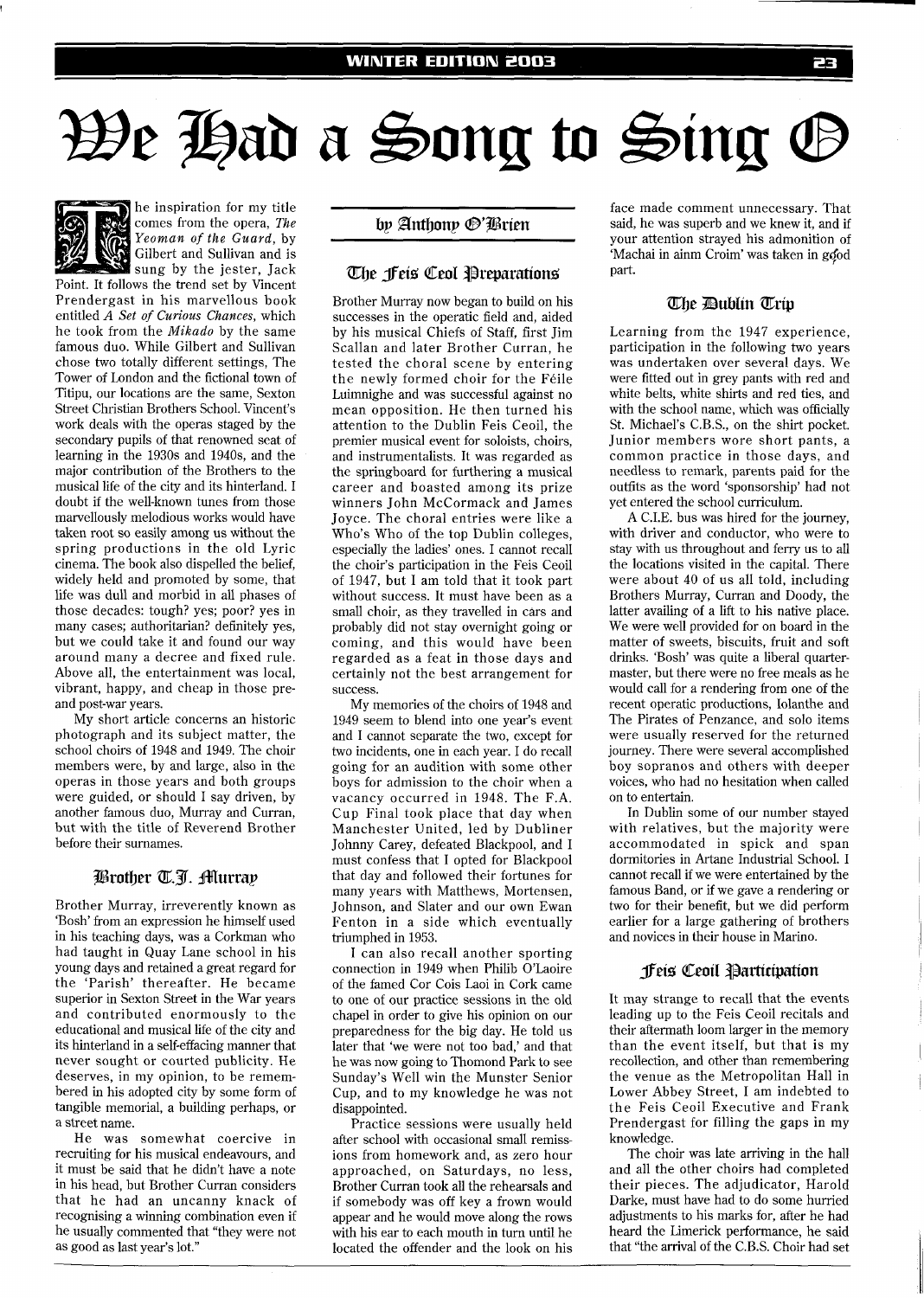# We Had a Song to Sing O

by Anthony O'Brien

The inspiration for my title comes from the opera, *The Yeoman of the Guard*, by Gilbert and Sullivan and is sung by the jester, Jack Point. It follows the trend set by Vincent Prendergast in his marvellous book entitled *A Set of Curious Chances*, which he took from the *Mikado* by the same famous duo. While Gilbert and Sullivan chose two totally different settings, The Tower of London and the fictional town of Titipu, our locations are the same, Sexton Street Christian Brothers School. Vincent's work deals with the operas staged by the secondary pupils of that renowned seat of learning in the 1930s and 1940s, and the major contribution of the Brothers to the musical life of the city and its hinterland. I doubt if the well-known tunes from those marvellously melodious works would have taken root so easily among us without the spring productions in the old Lyric cinema. The book also dispelled the belief, widely held and promoted by some, that life was dull and morbid in all phases of those decades: tough? yes; poor? yes in many cases; authoritarian? definitely yes, but we could take it and found our way around many a decree and fixed rule. Above all, the entertainment was local, vibrant, happy, and cheap in those pre- and post-war years.

My short article concerns an historic photograph and its subject matter, the school choirs of 1948 and 1949. The choir members were, by and large, also in the operas in those years and both groups were guided, or should I say driven, by another famous duo, Murray and Curran, but with the title of Reverend Brother before their surnames.

## Brother T.J. Murray

Brother Murray, irreverently known as 'Bosh' from an expression he himself used in his teaching days, was a Corkman who had taught in Quay Lane school in his young days and retained a great regard for the 'Parish' thereafter. He became superior in Sexton Street in the War years and contributed enormously to the educational and musical life of the city and its hinterland in a self-effacing manner that never sought or courted publicity. He deserves, in my opinion, to be remembered in his adopted city by some form of tangible memorial, a building perhaps, or a street name.

He was somewhat coercive in recruiting for his musical endeavours, and it must be said that he didn't have a note in his head, but Brother Curran considers that he had an uncanny knack of recognising a winning combination even if he usually commented that "they were not as good as last year's lot."

## The Feis Ceol Preparations

Brother Murray now began to build on his successes in the operatic field and, aided by his musical Chiefs of Staff, first Jim Scallan and later Brother Curran, he tested the choral scene by entering the newly formed choir for the Féile Luimnighe and was successful against no mean opposition. He then turned his attention to the Dublin Feis Ceoil, the premier musical event for soloists, choirs, and instrumentalists. It was regarded as the springboard for furthering a musical career and boasted among its prize winners John McCormack and James Joyce. The choral entries were like a Who's Who of the top Dublin colleges, especially the ladies' ones. I cannot recall the choir's participation in the Feis Ceoil of 1947, but I am told that it took part without success. It must have been as a small choir, as they travelled in cars and probably did not stay overnight going or coming, and this would have been regarded as a feat in those days and certainly not the best arrangement for success.

My memories of the choirs of 1948 and 1949 seem to blend into one year's event and I cannot separate the two, except for two incidents, one in each year. I do recall going for an audition with some other boys for admission to the choir when a vacancy occurred in 1948. The F.A. Cup Final took place that day when Manchester United, led by Dubliner Johnny Carey, defeated Blackpool, and I must confess that I opted for Blackpool that day and followed their fortunes for many years with Matthews, Mortensen, Johnson, and Slater and our own Ewan Fenton in a side which eventually triumphed in 1953.

I can also recall another sporting connection in 1949 when Philib O'Laoire of the famed Cor Cois Laoi in Cork came to one of our practice sessions in the old chapel in order to give his opinion on our preparedness for the big day. He told us later that 'we were not too bad,' and that he was now going to Thomond Park to see Sunday's Well win the Munster Senior Cup, and to my knowledge he was not disappointed.

Practice sessions were usually held after school with occasional small remissions from homework and, as zero hour approached, on Saturdays, no less. Brother Curran took all the rehearsals and if somebody was off key a frown would appear and he would move along the rows with his ear to each mouth in turn until he located the offender and the look on his face made comment unnecessary. That said, he was superb and we knew it, and if your attention strayed his admonition of 'Machai in ainm Croim' was taken in good part.

## The Dublin Trip

Learning from the 1947 experience, participation in the following two years was undertaken over several days. We were fitted out in grey pants with red and white belts, white shirts and red ties, and with the school name, which was officially St. Michael's C.B.S., on the shirt pocket. Junior members wore short pants, a common practice in those days, and needless to remark, parents paid for the outfits as the word 'sponsorship' had not yet entered the school curriculum.

A C.I.E. bus was hired for the journey, with driver and conductor, who were to stay with us throughout and ferry us to all the locations visited in the capital. There were about 40 of us all told, including Brothers Murray, Curran and Doody, the latter availing of a lift to his native place. We were well provided for on board in the matter of sweets, biscuits, fruit and soft drinks. 'Bosh' was quite a liberal quartermaster, but there were no free meals as he would call for a rendering from one of the recent operatic productions, Iolanthe and The Pirates of Penzance, and solo items were usually reserved for the returned journey. There were several accomplished boy sopranos and others with deeper voices, who had no hesitation when called on to entertain.

In Dublin some of our number stayed with relatives, but the majority were accommodated in spick and span dormitories in Artane Industrial School. I cannot recall if we were entertained by the famous Band, or if we gave a rendering or two for their benefit, but we did perform earlier for a large gathering of brothers and novices in their house in Marino.

## Feis Ceoil Participation

It may strange to recall that the events leading up to the Feis Ceoil recitals and their aftermath loom larger in the memory than the event itself, but that is my recollection, and other than remembering the venue as the Metropolitan Hall in Lower Abbey Street, I am indebted to the Feis Ceoil Executive and Frank Prendergast for filling the gaps in my knowledge.

The choir was late arriving in the hall and all the other choirs had completed their pieces. The adjudicator, Harold Darke, must have had to do some hurried adjustments to his marks for, after he had heard the Limerick performance, he said that "the arrival of the C.B.S. Choir had set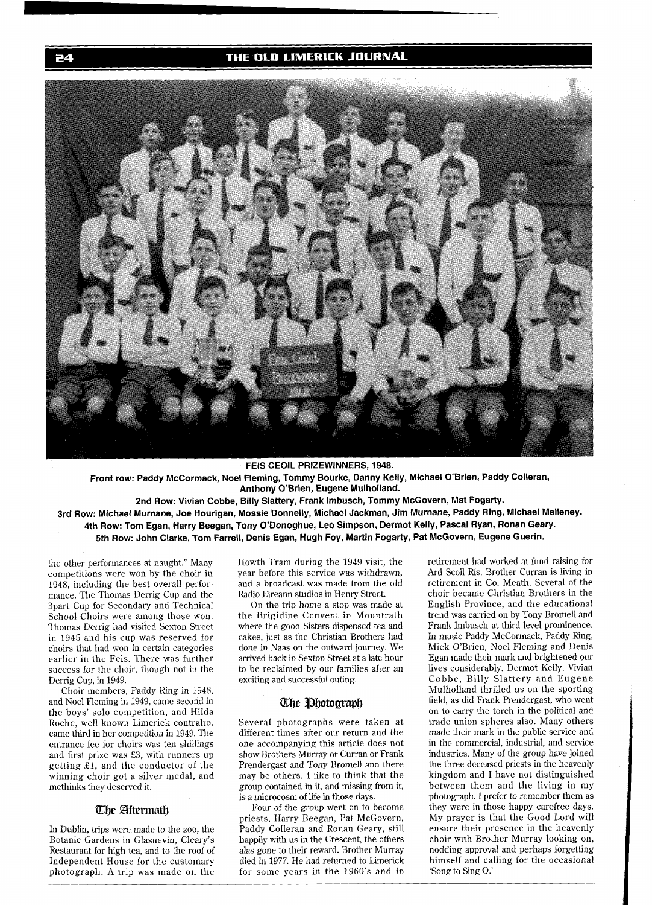**FEIS CEOIL PRIZEWINNERS, 1948.**

**Front row: Paddy McCormack, Noel Fleming, Tommy Bourke, Danny Kelly, Michael O'Brien, Paddy Colleran, Anthony O'Brien, Eugene Mulholland.**

**2nd Row: Vivian Cobbe, Billy Slattery, Frank Imbusch, Tommy McGovern, Mat Fogarty.**

**3rd Row: Michael Murnane, Joe Hourigan, Mossie Donnelly, Michael Jackman, Jim Murnane, Paddy Ring, Michael Melleney.**

**4th Row: Tom Egan, Harry Beegan, Tony O'Donoghue, Leo Simpson, Dermot Kelly, Pascal Ryan, Ronan Geary.**

**5th Row: John Clarke, Tom Farrell, Denis Egan, Hugh Foy, Martin Fogarty, Pat McGovern, Eugene Guerin.**

the other performances at naught." Many competitions were won by the choir in 1948, including the best overall performance. The Thomas Derrig Cup and the 3part Cup for Secondary and Technical School Choirs were among those won. Thomas Derrig had visited Sexton Street in 1945 and his cup was reserved for choirs that had won in certain categories earlier in the Feis. There was further success for the choir, though not in the Derrig Cup, in 1949.

Choir members, Paddy Ring in 1948, and Noel Fleming in 1949, came second in the boys' solo competition, and Hilda Roche, well known Limerick contralto, came third in her competition in 1949. The entrance fee for choirs was ten shillings and first prize was £3, with runners up getting £1, and the conductor of the winning choir got a silver medal, and methinks they deserved it.

## The Aftermath

In Dublin, trips were made to the zoo, the Botanic Gardens in Glasnevin, Cleary's Restaurant for high tea, and to the roof of Independent House for the customary photograph. A trip was made on the Howth Tram during the 1949 visit, the year before this service was withdrawn, and a broadcast was made from the old Radio Eireann studios in Henry Street.

On the trip home a stop was made at the Brigidine Convent in Mountrath where the good Sisters dispensed tea and cakes, just as the Christian Brothers had done in Naas on the outward journey. We arrived back in Sexton Street at a late hour to be reclaimed by our families after an exciting and successful outing.

## The Photograph

Several photographs were taken at different times after our return and the one accompanying this article does not show Brothers Murray or Curran or Frank Prendergast and Tony Bromell and there may be others. I like to think that the group contained in it, and missing from it, is a microcosm of life in those days.

Four of the group went on to become priests, Harry Beegan, Pat McGovern, Paddy Colleran and Ronan Geary, still happily with us in the Crescent, the others alas gone to their reward. Brother Murray died in 1977. He had returned to Limerick for some years in the 1960's and in retirement had worked at fund raising for Ard Scoil Ris. Brother Curran is living in retirement in Co. Meath. Several of the choir became Christian Brothers in the English Province, and the educational trend was carried on by Tony Bromell and Frank Imbusch at third level prominence. In music Paddy McCormack, Paddy Ring, Mick O'Brien, Noel Fleming and Denis Egan made their mark and brightened our lives considerably. Dermot Kelly, Vivian Cobbe, Billy Slattery and Eugene Mulholland thrilled us on the sporting field, as did Frank Prendergast, who went on to carry the torch in the political and trade union spheres also. Many others made their mark in the public service and in the commercial, industrial, and service industries. Many of the group have joined the three deceased priests in the heavenly kingdom and I have not distinguished between them and the living in my photograph. I prefer to remember them as they were in those happy carefree days. My prayer is that the Good Lord will ensure their presence in the heavenly choir with Brother Murray looking on, nodding approval and perhaps forgetting himself and calling for the occasional 'Song to Sing O.'